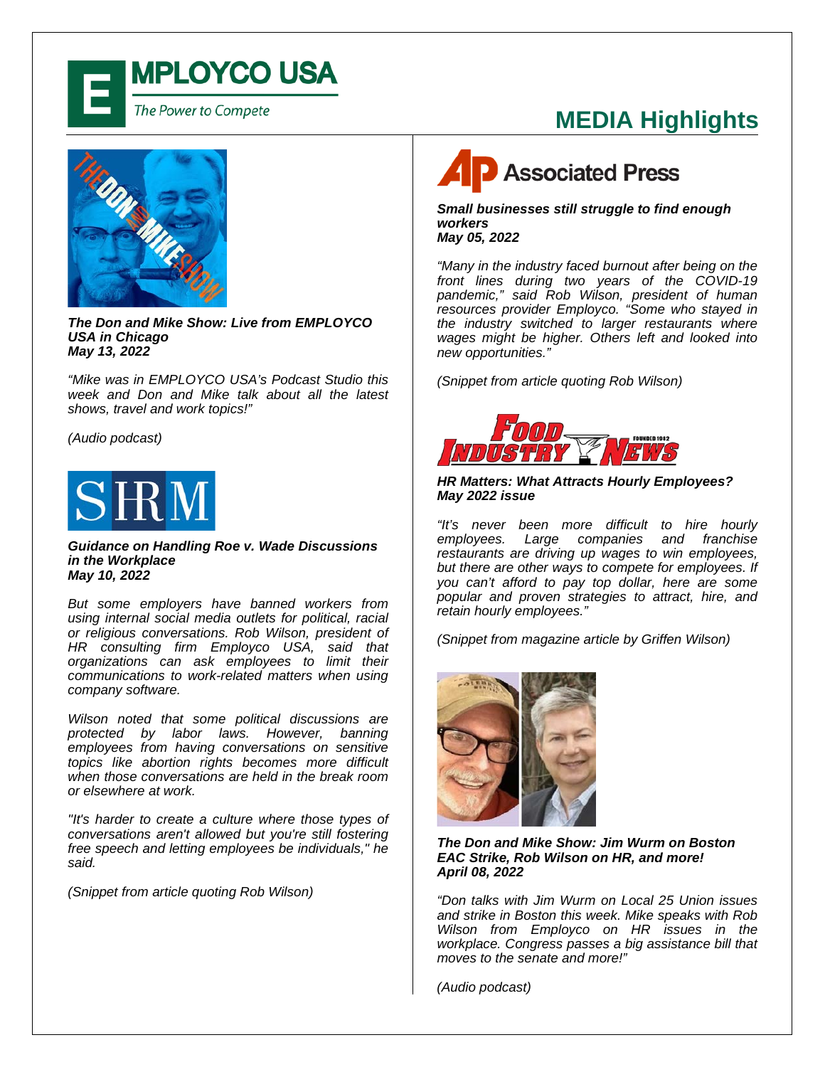# EMPLOYCO USA

*The Power to Compete*

## MEDIA Highlights

***The Don and Mike Show: Live from EMPLOYCO USA in Chicago***
***May 13, 2022***

*"Mike was in EMPLOYCO USA's Podcast Studio this week and Don and Mike talk about all the latest shows, travel and work topics!"*

*(Audio podcast)*

**SHRM**

***Guidance on Handling Roe v. Wade Discussions in the Workplace***
***May 10, 2022***

*But some employers have banned workers from using internal social media outlets for political, racial or religious conversations. Rob Wilson, president of HR consulting firm Employco USA, said that organizations can ask employees to limit their communications to work-related matters when using company software.*

*Wilson noted that some political discussions are protected by labor laws. However, banning employees from having conversations on sensitive topics like abortion rights becomes more difficult when those conversations are held in the break room or elsewhere at work.*

*"It's harder to create a culture where those types of conversations aren't allowed but you're still fostering free speech and letting employees be individuals," he said.*

*(Snippet from article quoting Rob Wilson)*

**Associated Press**

***Small businesses still struggle to find enough workers***
***May 05, 2022***

*"Many in the industry faced burnout after being on the front lines during two years of the COVID-19 pandemic," said Rob Wilson, president of human resources provider Employco. "Some who stayed in the industry switched to larger restaurants where wages might be higher. Others left and looked into new opportunities."*

*(Snippet from article quoting Rob Wilson)*

**Food Industry News**

***HR Matters: What Attracts Hourly Employees?***
***May 2022 issue***

*"It's never been more difficult to hire hourly employees. Large companies and franchise restaurants are driving up wages to win employees, but there are other ways to compete for employees. If you can't afford to pay top dollar, here are some popular and proven strategies to attract, hire, and retain hourly employees."*

*(Snippet from magazine article by Griffen Wilson)*

***The Don and Mike Show: Jim Wurm on Boston EAC Strike, Rob Wilson on HR, and more!***
***April 08, 2022***

*"Don talks with Jim Wurm on Local 25 Union issues and strike in Boston this week. Mike speaks with Rob Wilson from Employco on HR issues in the workplace. Congress passes a big assistance bill that moves to the senate and more!"*

*(Audio podcast)*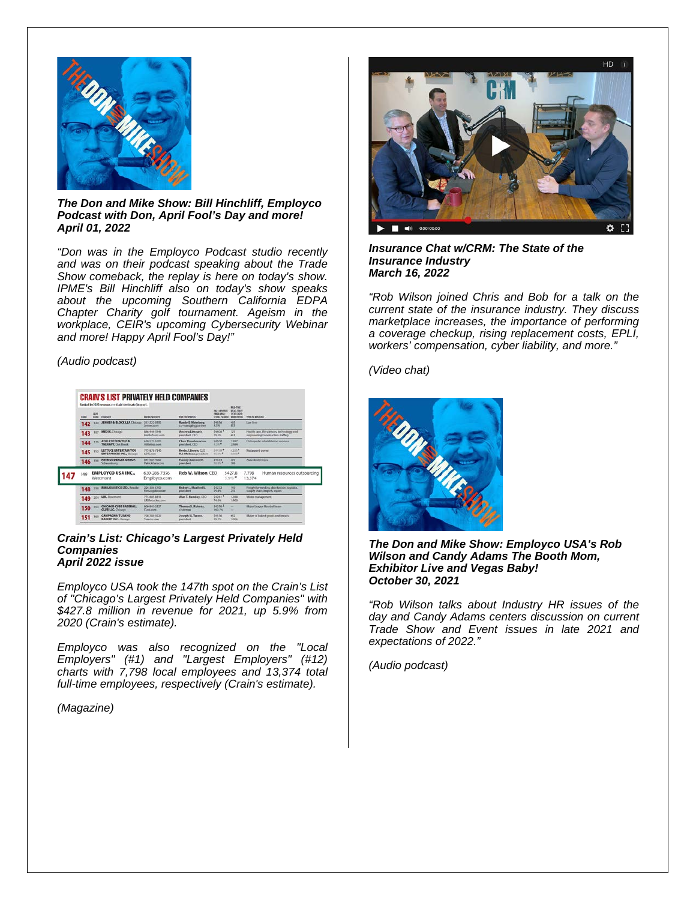***The Don and Mike Show: Bill Hinchliff, Employco Podcast with Don, April Fool's Day and more!***
***April 01, 2022***

*"Don was in the Employco Podcast studio recently and was on their podcast speaking about the Trade Show comeback, the replay is here on today's show. IPME's Bill Hinchliff also on today's show speaks about the upcoming Southern California EDPA Chapter Charity golf tournament. Ageism in the workplace, CEIR's upcoming Cybersecurity Webinar and more! Happy April Fool's Day!"*

*(Audio podcast)*

***Crain's List: Chicago's Largest Privately Held Companies***
***April 2022 issue***

*Employco USA took the 147th spot on the Crain's List of "Chicago's Largest Privately Held Companies" with $427.8 million in revenue for 2021, up 5.9% from 2020 (Crain's estimate).*

*Employco was also recognized on the "Local Employers" (#1) and "Largest Employers" (#12) charts with 7,798 local employees and 13,374 total full-time employees, respectively (Crain's estimate).*

*(Magazine)*

***Insurance Chat w/CRM: The State of the Insurance Industry***
***March 16, 2022***

*"Rob Wilson joined Chris and Bob for a talk on the current state of the insurance industry. They discuss marketplace increases, the importance of performing a coverage checkup, rising replacement costs, EPLI, workers' compensation, cyber liability, and more."*

*(Video chat)*

***The Don and Mike Show: Employco USA's Rob Wilson and Candy Adams The Booth Mom, Exhibitor Live and Vegas Baby!***
***October 30, 2021***

*"Rob Wilson talks about Industry HR issues of the day and Candy Adams centers discussion on current Trade Show and Event issues in late 2021 and expectations of 2022."*

*(Audio podcast)*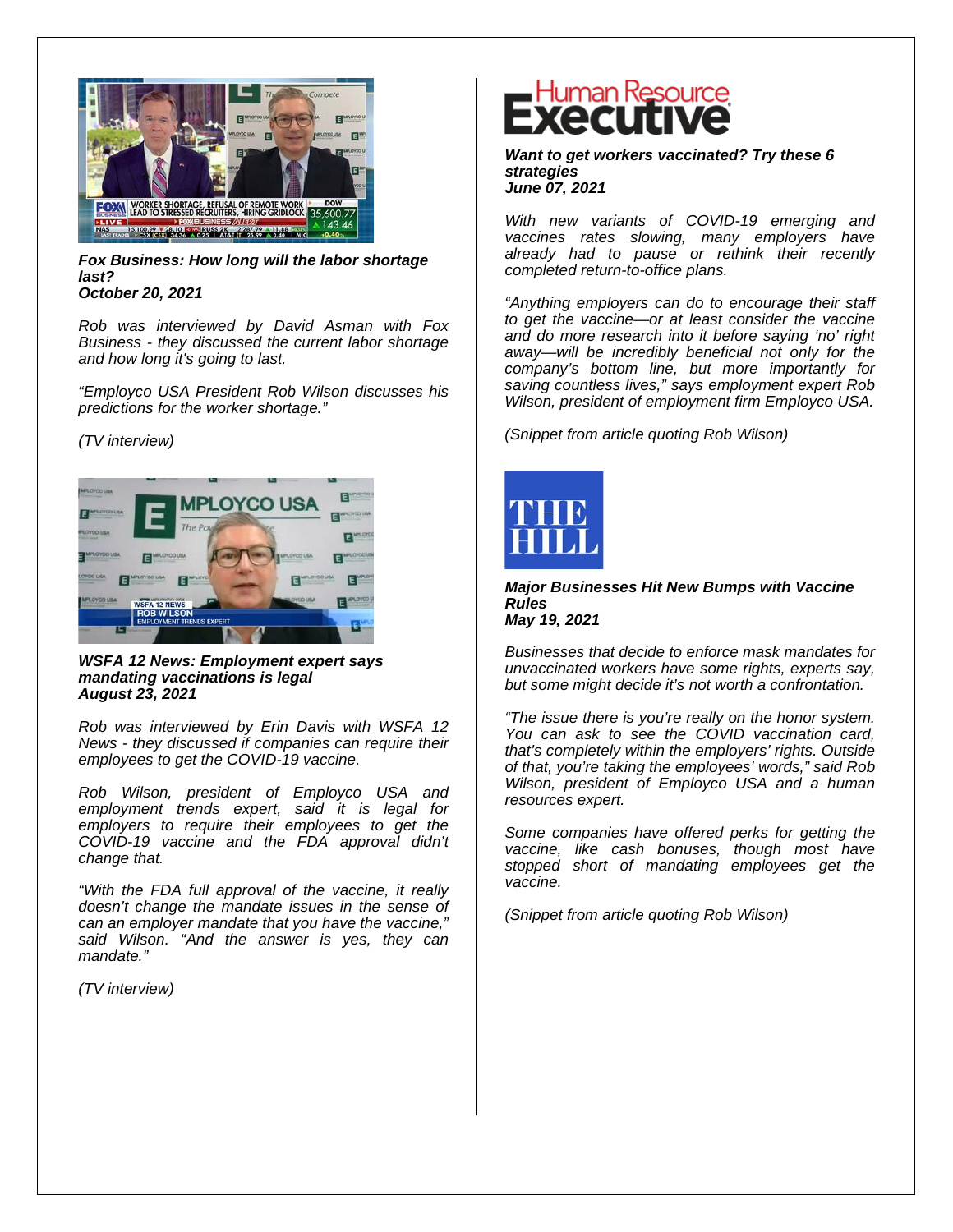**_Fox Business: How long will the labor shortage last?_**
**_October 20, 2021_**

*Rob was interviewed by David Asman with Fox Business - they discussed the current labor shortage and how long it's going to last.*

*"Employco USA President Rob Wilson discusses his predictions for the worker shortage."*

*(TV interview)*

**_WSFA 12 News: Employment expert says mandating vaccinations is legal_**
**_August 23, 2021_**

*Rob was interviewed by Erin Davis with WSFA 12 News - they discussed if companies can require their employees to get the COVID-19 vaccine.*

*Rob Wilson, president of Employco USA and employment trends expert, said it is legal for employers to require their employees to get the COVID-19 vaccine and the FDA approval didn't change that.*

*"With the FDA full approval of the vaccine, it really doesn't change the mandate issues in the sense of can an employer mandate that you have the vaccine," said Wilson. "And the answer is yes, they can mandate."*

*(TV interview)*

Human Resource Executive

**_Want to get workers vaccinated? Try these 6 strategies_**
**_June 07, 2021_**

*With new variants of COVID-19 emerging and vaccines rates slowing, many employers have already had to pause or rethink their recently completed return-to-office plans.*

*"Anything employers can do to encourage their staff to get the vaccine—or at least consider the vaccine and do more research into it before saying 'no' right away—will be incredibly beneficial not only for the company's bottom line, but more importantly for saving countless lives," says employment expert Rob Wilson, president of employment firm Employco USA.*

*(Snippet from article quoting Rob Wilson)*

THE HILL

**_Major Businesses Hit New Bumps with Vaccine Rules_**
**_May 19, 2021_**

*Businesses that decide to enforce mask mandates for unvaccinated workers have some rights, experts say, but some might decide it's not worth a confrontation.*

*"The issue there is you're really on the honor system. You can ask to see the COVID vaccination card, that's completely within the employers' rights. Outside of that, you're taking the employees' words," said Rob Wilson, president of Employco USA and a human resources expert.*

*Some companies have offered perks for getting the vaccine, like cash bonuses, though most have stopped short of mandating employees get the vaccine.*

*(Snippet from article quoting Rob Wilson)*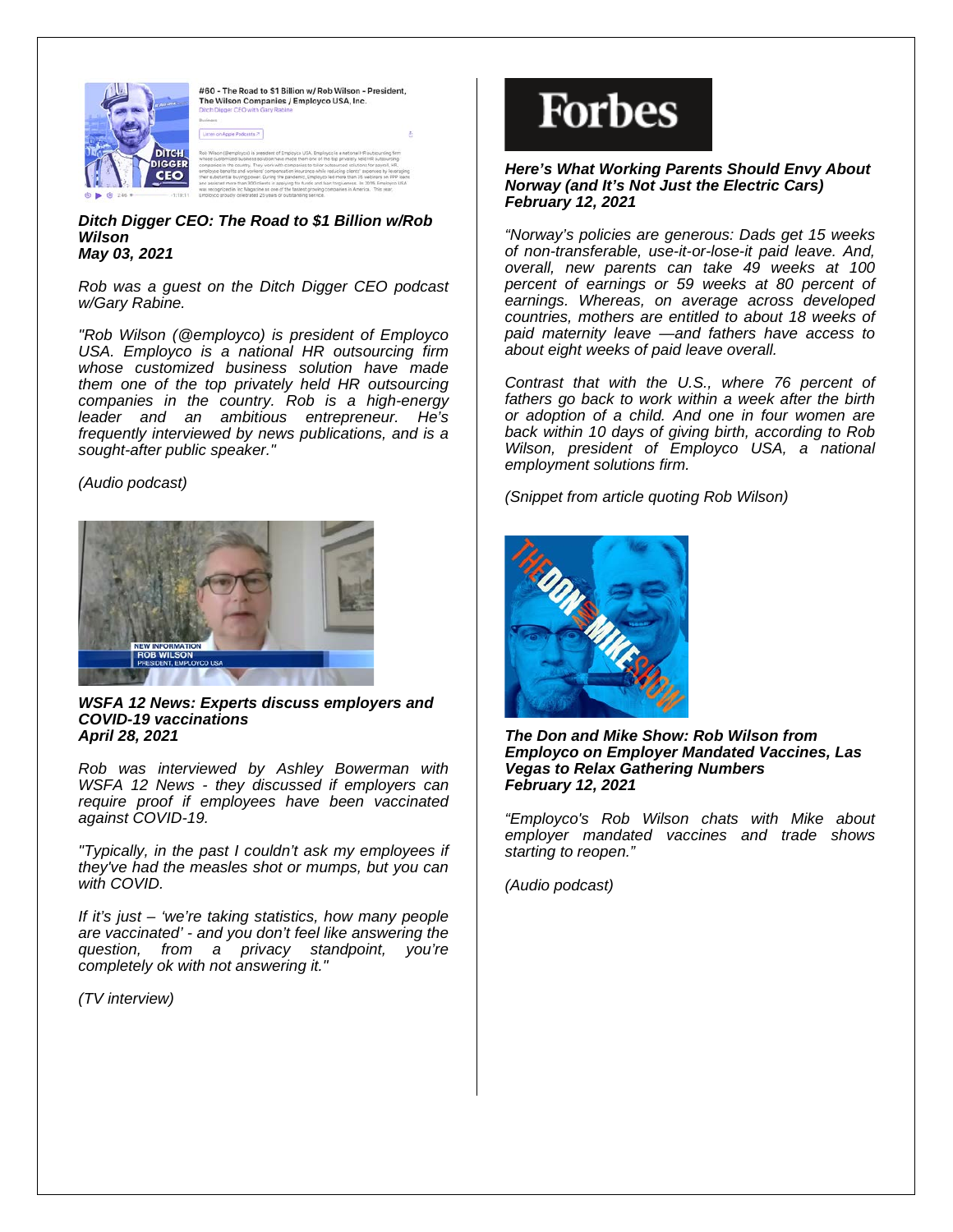***Ditch Digger CEO: The Road to $1 Billion w/Rob Wilson***
***May 03, 2021***

*Rob was a guest on the Ditch Digger CEO podcast w/Gary Rabine.*

*"Rob Wilson (@employco) is president of Employco USA. Employco is a national HR outsourcing firm whose customized business solution have made them one of the top privately held HR outsourcing companies in the country. Rob is a high-energy leader and an ambitious entrepreneur. He's frequently interviewed by news publications, and is a sought-after public speaker."*

*(Audio podcast)*

***WSFA 12 News: Experts discuss employers and COVID-19 vaccinations***
***April 28, 2021***

*Rob was interviewed by Ashley Bowerman with WSFA 12 News - they discussed if employers can require proof if employees have been vaccinated against COVID-19.*

*"Typically, in the past I couldn't ask my employees if they've had the measles shot or mumps, but you can with COVID.*

*If it's just – 'we're taking statistics, how many people are vaccinated' - and you don't feel like answering the question, from a privacy standpoint, you're completely ok with not answering it."*

*(TV interview)*

***Here's What Working Parents Should Envy About Norway (and It's Not Just the Electric Cars)***
***February 12, 2021***

*"Norway's policies are generous: Dads get 15 weeks of non-transferable, use-it-or-lose-it paid leave. And, overall, new parents can take 49 weeks at 100 percent of earnings or 59 weeks at 80 percent of earnings. Whereas, on average across developed countries, mothers are entitled to about 18 weeks of paid maternity leave —and fathers have access to about eight weeks of paid leave overall.*

*Contrast that with the U.S., where 76 percent of fathers go back to work within a week after the birth or adoption of a child. And one in four women are back within 10 days of giving birth, according to Rob Wilson, president of Employco USA, a national employment solutions firm.*

*(Snippet from article quoting Rob Wilson)*

***The Don and Mike Show: Rob Wilson from Employco on Employer Mandated Vaccines, Las Vegas to Relax Gathering Numbers***
***February 12, 2021***

*"Employco's Rob Wilson chats with Mike about employer mandated vaccines and trade shows starting to reopen."*

*(Audio podcast)*